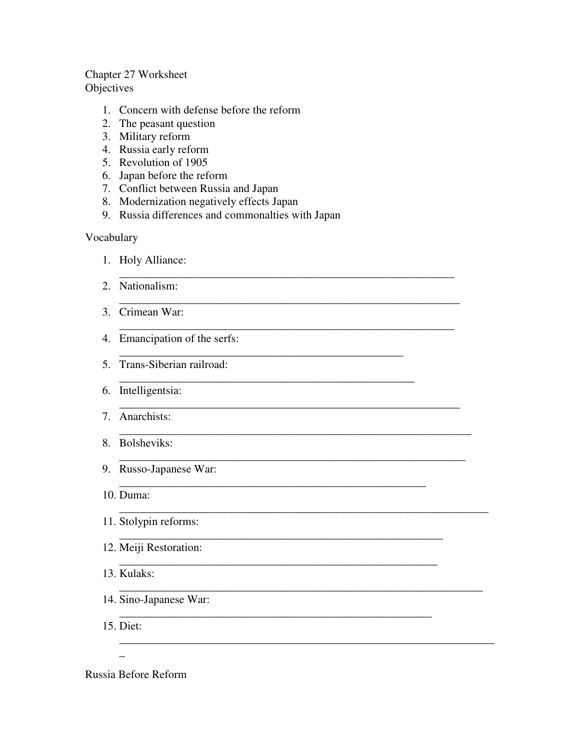Chapter 27 Worksheet

Objectives

1. Concern with defense before the reform
2. The peasant question
3. Military reform
4. Russia early reform
5. Revolution of 1905
6. Japan before the reform
7. Conflict between Russia and Japan
8. Modernization negatively effects Japan
9. Russia differences and commonalties with Japan

Vocabulary

1. Holy Alliance: ____________________________________________________________
2. Nationalism: ____________________________________________________________
3. Crimean War: ____________________________________________________________
4. Emancipation of the serfs: __________________________________________________
5. Trans-Siberian railroad: ____________________________________________________
6. Intelligentsia: ____________________________________________________________
7. Anarchists: ______________________________________________________________
8. Bolsheviks: ______________________________________________________________
9. Russo-Japanese War: ______________________________________________________
10. Duma: _________________________________________________________________
11. Stolypin reforms: ________________________________________________________
12. Meiji Restoration: ________________________________________________________
13. Kulaks: ________________________________________________________________
14. Sino-Japanese War: _______________________________________________________
15. Diet: __________________________________________________________________

Russia Before Reform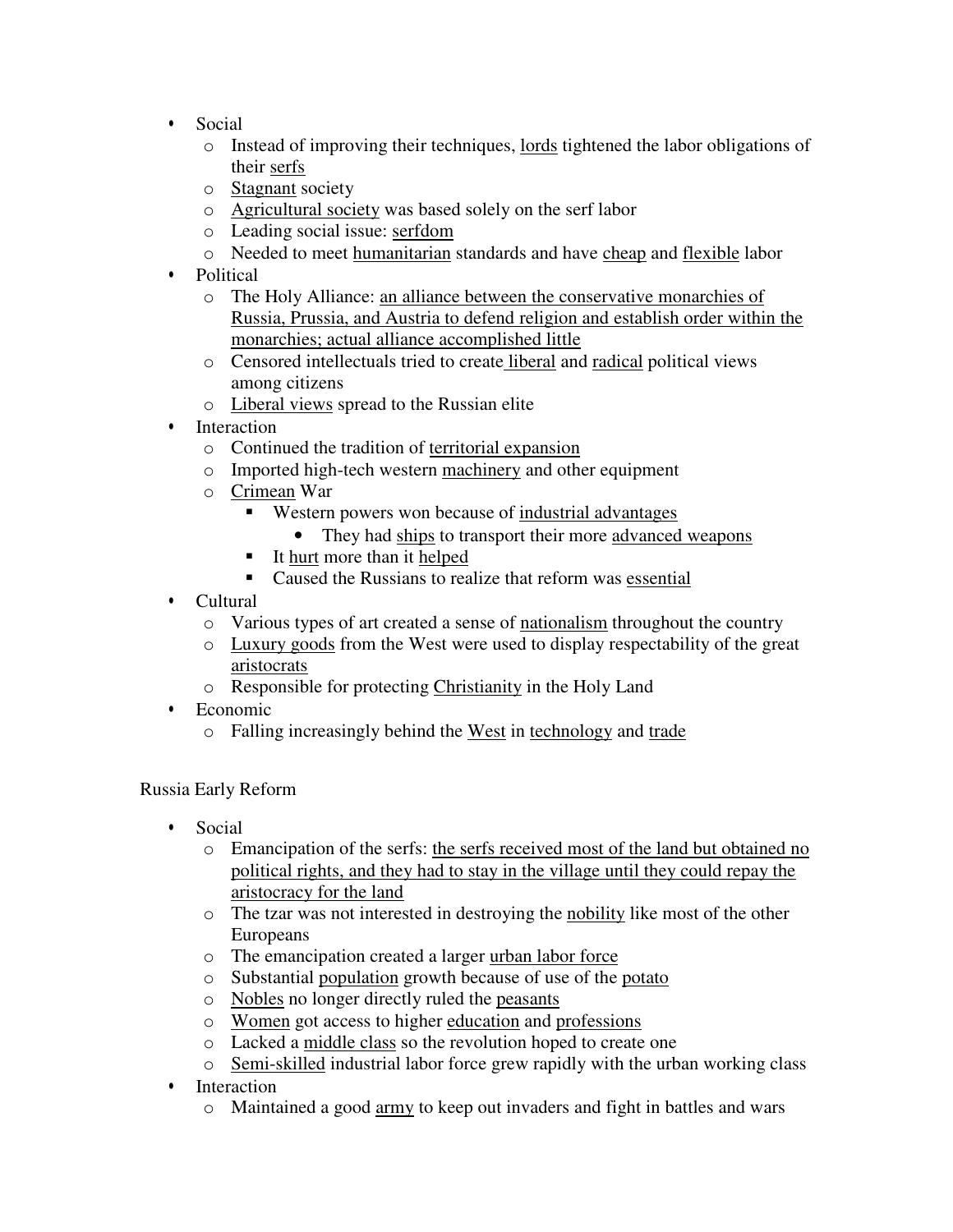- Social
  - Instead of improving their techniques, <u>lords</u> tightened the labor obligations of their <u>serfs</u>
  - <u>Stagnant</u> society
  - <u>Agricultural society</u> was based solely on the serf labor
  - Leading social issue: <u>serfdom</u>
  - Needed to meet <u>humanitarian</u> standards and have <u>cheap</u> and <u>flexible</u> labor
- Political
  - The Holy Alliance: <u>an alliance between the conservative monarchies of Russia, Prussia, and Austria to defend religion and establish order within the monarchies; actual alliance accomplished little</u>
  - Censored intellectuals tried to create <u>liberal</u> and <u>radical</u> political views among citizens
  - <u>Liberal views</u> spread to the Russian elite
- Interaction
  - Continued the tradition of <u>territorial expansion</u>
  - Imported high-tech western <u>machinery</u> and other equipment
  - <u>Crimean</u> War
    - Western powers won because of <u>industrial advantages</u>
      - They had <u>ships</u> to transport their more <u>advanced weapons</u>
    - It <u>hurt</u> more than it <u>helped</u>
    - Caused the Russians to realize that reform was <u>essential</u>
- Cultural
  - Various types of art created a sense of <u>nationalism</u> throughout the country
  - <u>Luxury goods</u> from the West were used to display respectability of the great <u>aristocrats</u>
  - Responsible for protecting <u>Christianity</u> in the Holy Land
- Economic
  - Falling increasingly behind the <u>West</u> in <u>technology</u> and <u>trade</u>

Russia Early Reform

- Social
  - Emancipation of the serfs: <u>the serfs received most of the land but obtained no political rights, and they had to stay in the village until they could repay the aristocracy for the land</u>
  - The tzar was not interested in destroying the <u>nobility</u> like most of the other Europeans
  - The emancipation created a larger <u>urban labor force</u>
  - Substantial <u>population</u> growth because of use of the <u>potato</u>
  - <u>Nobles</u> no longer directly ruled the <u>peasants</u>
  - <u>Women</u> got access to higher <u>education</u> and <u>professions</u>
  - Lacked a <u>middle class</u> so the revolution hoped to create one
  - <u>Semi-skilled</u> industrial labor force grew rapidly with the urban working class
- Interaction
  - Maintained a good <u>army</u> to keep out invaders and fight in battles and wars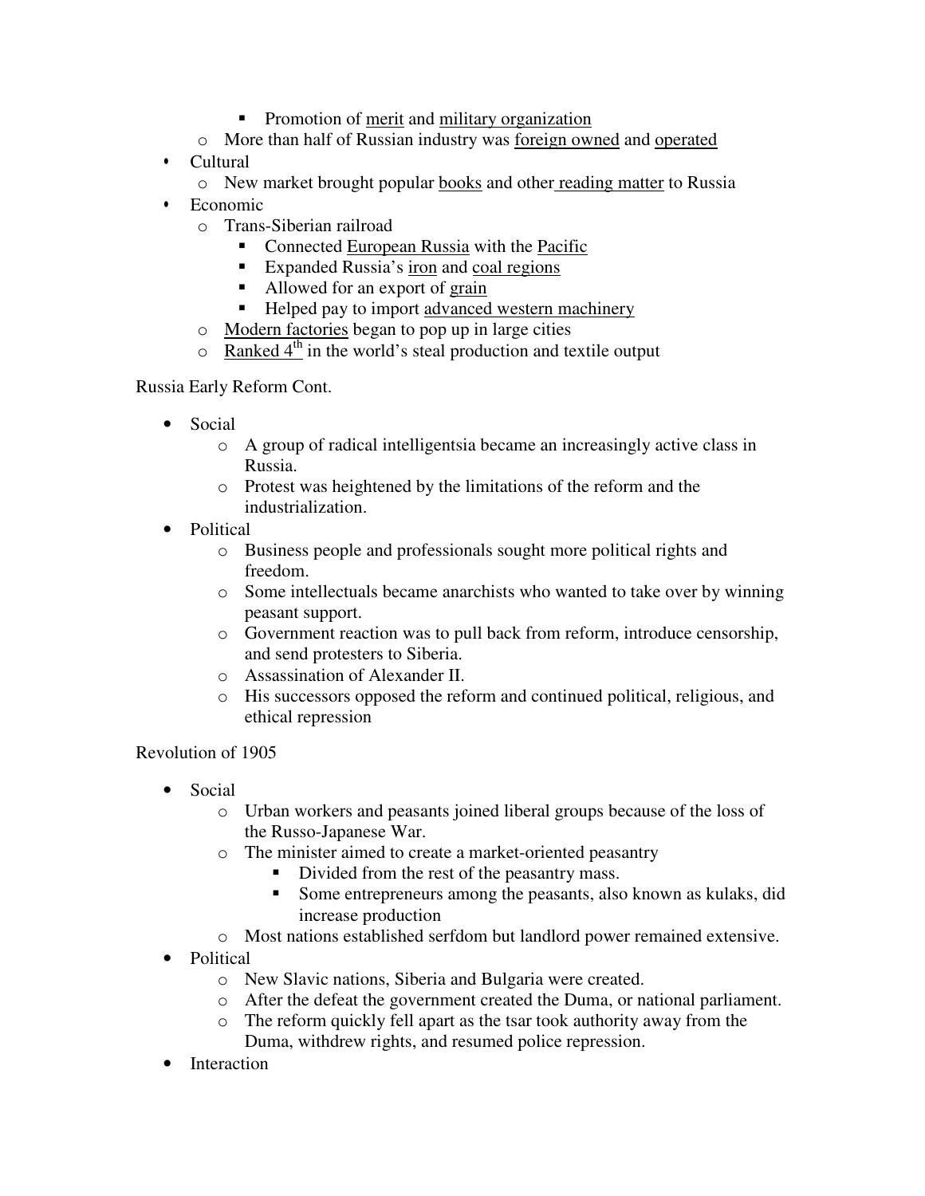- Promotion of <u>merit</u> and <u>military organization</u>
    - More than half of Russian industry was <u>foreign owned</u> and <u>operated</u>
- Cultural
    - New market brought popular <u>books</u> and other <u>reading matter</u> to Russia
- Economic
    - Trans-Siberian railroad
        - Connected <u>European Russia</u> with the <u>Pacific</u>
        - Expanded Russia's <u>iron</u> and <u>coal regions</u>
        - Allowed for an export of <u>grain</u>
        - Helped pay to import <u>advanced western machinery</u>
    - <u>Modern factories</u> began to pop up in large cities
    - <u>Ranked 4th</u> in the world's steal production and textile output

Russia Early Reform Cont.

- Social
    - A group of radical intelligentsia became an increasingly active class in Russia.
    - Protest was heightened by the limitations of the reform and the industrialization.
- Political
    - Business people and professionals sought more political rights and freedom.
    - Some intellectuals became anarchists who wanted to take over by winning peasant support.
    - Government reaction was to pull back from reform, introduce censorship, and send protesters to Siberia.
    - Assassination of Alexander II.
    - His successors opposed the reform and continued political, religious, and ethical repression

Revolution of 1905

- Social
    - Urban workers and peasants joined liberal groups because of the loss of the Russo-Japanese War.
    - The minister aimed to create a market-oriented peasantry
        - Divided from the rest of the peasantry mass.
        - Some entrepreneurs among the peasants, also known as kulaks, did increase production
    - Most nations established serfdom but landlord power remained extensive.
- Political
    - New Slavic nations, Siberia and Bulgaria were created.
    - After the defeat the government created the Duma, or national parliament.
    - The reform quickly fell apart as the tsar took authority away from the Duma, withdrew rights, and resumed police repression.
- Interaction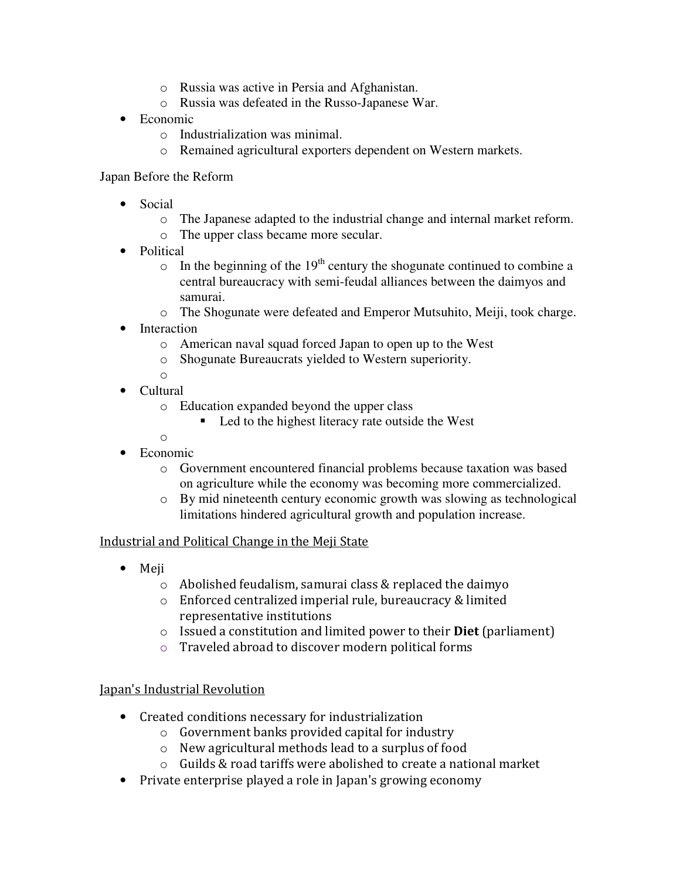- Russia was active in Persia and Afghanistan.
  - Russia was defeated in the Russo-Japanese War.
- Economic
  - Industrialization was minimal.
  - Remained agricultural exporters dependent on Western markets.

Japan Before the Reform

- Social
  - The Japanese adapted to the industrial change and internal market reform.
  - The upper class became more secular.
- Political
  - In the beginning of the 19th century the shogunate continued to combine a central bureaucracy with semi-feudal alliances between the daimyos and samurai.
  - The Shogunate were defeated and Emperor Mutsuhito, Meiji, took charge.
- Interaction
  - American naval squad forced Japan to open up to the West
  - Shogunate Bureaucrats yielded to Western superiority.
  - 
- Cultural
  - Education expanded beyond the upper class
    - Led to the highest literacy rate outside the West
  - 
- Economic
  - Government encountered financial problems because taxation was based on agriculture while the economy was becoming more commercialized.
  - By mid nineteenth century economic growth was slowing as technological limitations hindered agricultural growth and population increase.

<u>Industrial and Political Change in the Meji State</u>

- Meji
  - Abolished feudalism, samurai class & replaced the daimyo
  - Enforced centralized imperial rule, bureaucracy & limited representative institutions
  - Issued a constitution and limited power to their **Diet** (parliament)
  - Traveled abroad to discover modern political forms

<u>Japan's Industrial Revolution</u>

- Created conditions necessary for industrialization
  - Government banks provided capital for industry
  - New agricultural methods lead to a surplus of food
  - Guilds & road tariffs were abolished to create a national market
- Private enterprise played a role in Japan's growing economy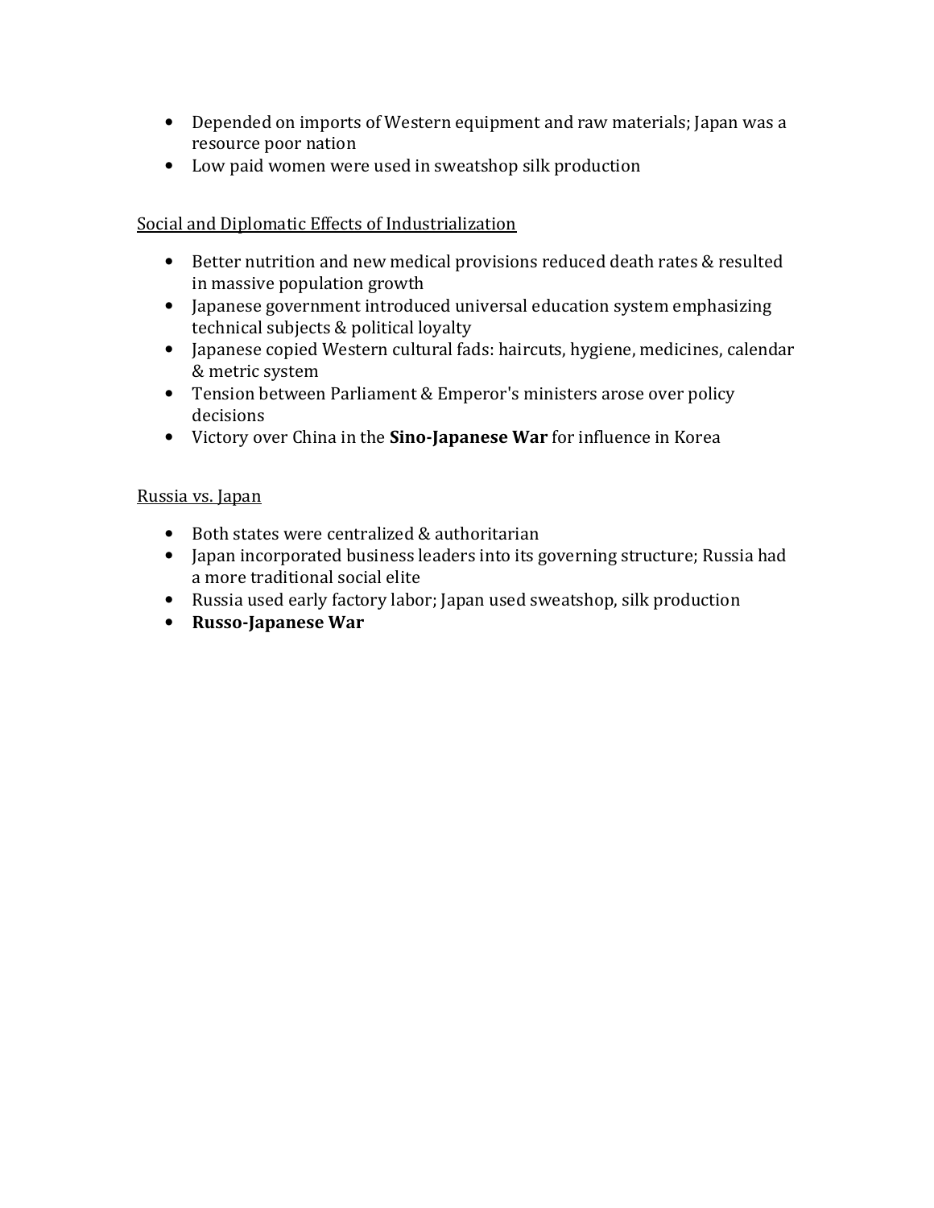- Depended on imports of Western equipment and raw materials; Japan was a resource poor nation
- Low paid women were used in sweatshop silk production

<u>Social and Diplomatic Effects of Industrialization</u>

- Better nutrition and new medical provisions reduced death rates & resulted in massive population growth
- Japanese government introduced universal education system emphasizing technical subjects & political loyalty
- Japanese copied Western cultural fads: haircuts, hygiene, medicines, calendar & metric system
- Tension between Parliament & Emperor's ministers arose over policy decisions
- Victory over China in the **Sino-Japanese War** for influence in Korea

<u>Russia vs. Japan</u>

- Both states were centralized & authoritarian
- Japan incorporated business leaders into its governing structure; Russia had a more traditional social elite
- Russia used early factory labor; Japan used sweatshop, silk production
- **Russo-Japanese War**